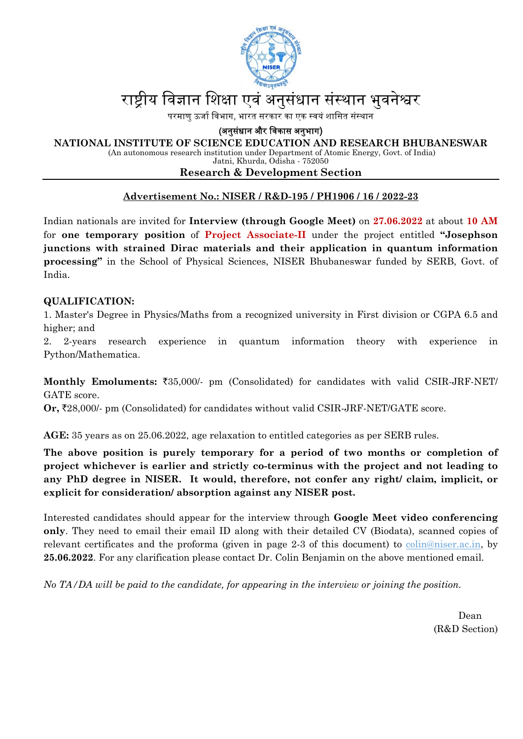# राष्ट्रीय विज्ञान शिक्षा एवं अनुसंधान संस्थान भुवनेश्वर

परमाणु ऊर्जा विभाग, भारत सरकार का एक स्वयं शासित संस्थान

**(अनुसंधान और विकास अनुभाग)**

**NATIONAL INSTITUTE OF SCIENCE EDUCATION AND RESEARCH BHUBANESWAR**

(An autonomous research institution under Department of Atomic Energy, Govt. of India)
Jatni, Khurda, Odisha - 752050

**Research & Development Section**

---

**Advertisement No.: NISER / R&D-195 / PH1906 / 16 / 2022-23**

Indian nationals are invited for **Interview (through Google Meet)** on **27.06.2022** at about **10 AM** for **one temporary position** of **Project Associate-II** under the project entitled **"Josephson junctions with strained Dirac materials and their application in quantum information processing"** in the School of Physical Sciences, NISER Bhubaneswar funded by SERB, Govt. of India.

**QUALIFICATION:**

1. Master's Degree in Physics/Maths from a recognized university in First division or CGPA 6.5 and higher; and
2. 2-years research experience in quantum information theory with experience in Python/Mathematica.

**Monthly Emoluments:** ₹35,000/- pm (Consolidated) for candidates with valid CSIR-JRF-NET/ GATE score.
**Or,** ₹28,000/- pm (Consolidated) for candidates without valid CSIR-JRF-NET/GATE score.

**AGE:** 35 years as on 25.06.2022, age relaxation to entitled categories as per SERB rules.

**The above position is purely temporary for a period of two months or completion of project whichever is earlier and strictly co-terminus with the project and not leading to any PhD degree in NISER. It would, therefore, not confer any right/ claim, implicit, or explicit for consideration/ absorption against any NISER post.**

Interested candidates should appear for the interview through **Google Meet video conferencing only**. They need to email their email ID along with their detailed CV (Biodata), scanned copies of relevant certificates and the proforma (given in page 2-3 of this document) to colin@niser.ac.in, by **25.06.2022**. For any clarification please contact Dr. Colin Benjamin on the above mentioned email.

*No TA/DA will be paid to the candidate, for appearing in the interview or joining the position.*

Dean
(R&D Section)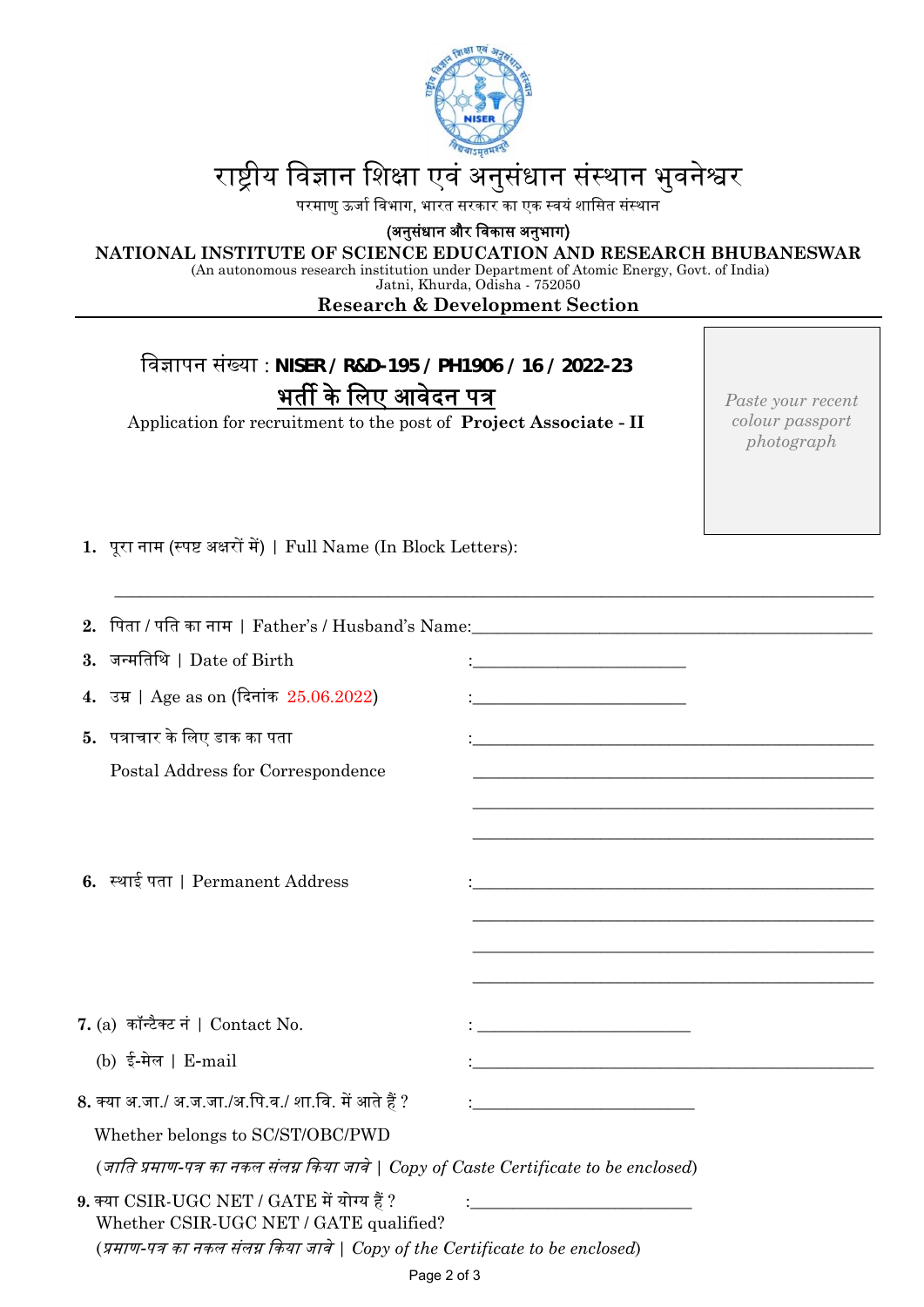# राष्ट्रीय विज्ञान शिक्षा एवं अनुसंधान संस्थान भुवनेश्वर

परमाणु ऊर्जा विभाग, भारत सरकार का एक स्वयं शासित संस्थान

**(अनुसंधान और विकास अनुभाग)**

**NATIONAL INSTITUTE OF SCIENCE EDUCATION AND RESEARCH BHUBANESWAR**

(An autonomous research institution under Department of Atomic Energy, Govt. of India)
Jatni, Khurda, Odisha - 752050

**Research & Development Section**

---

विज्ञापन संख्या : **NISER / R&D-195 / PH1906 / 16 / 2022-23**

## भर्ती के लिए आवेदन पत्र

Application for recruitment to the post of **Project Associate - II**

*Paste your recent colour passport photograph*

1. पूरा नाम (स्पष्ट अक्षरों में) | Full Name (In Block Letters):

______________________________________________________________

2. पिता / पति का नाम | Father's / Husband's Name: ______________________________

3. जन्मतिथि | Date of Birth : ______________________

4. उम्र | Age as on (दिनांक 25.06.2022) : ______________________

5. पत्राचार के लिए डाक का पता
   Postal Address for Correspondence : ______________________________
   ______________________________
   ______________________________
   ______________________________

6. स्थाई पता | Permanent Address : ______________________________
   ______________________________
   ______________________________
   ______________________________

7. (a) कॉन्टैक्ट नं | Contact No. : ______________________
   (b) ई-मेल | E-mail : ______________________________

8. क्या अ.जा./ अ.ज.जा./अ.पि.व./ शा.वि. में आते हैं ? : ______________________
   Whether belongs to SC/ST/OBC/PWD
   (*जाति प्रमाण-पत्र का नकल संलग्न किया जावे | Copy of Caste Certificate to be enclosed*)

9. क्या CSIR-UGC NET / GATE में योग्य हैं ? : ______________________
   Whether CSIR-UGC NET / GATE qualified?
   (*प्रमाण-पत्र का नकल संलग्न किया जावे | Copy of the Certificate to be enclosed*)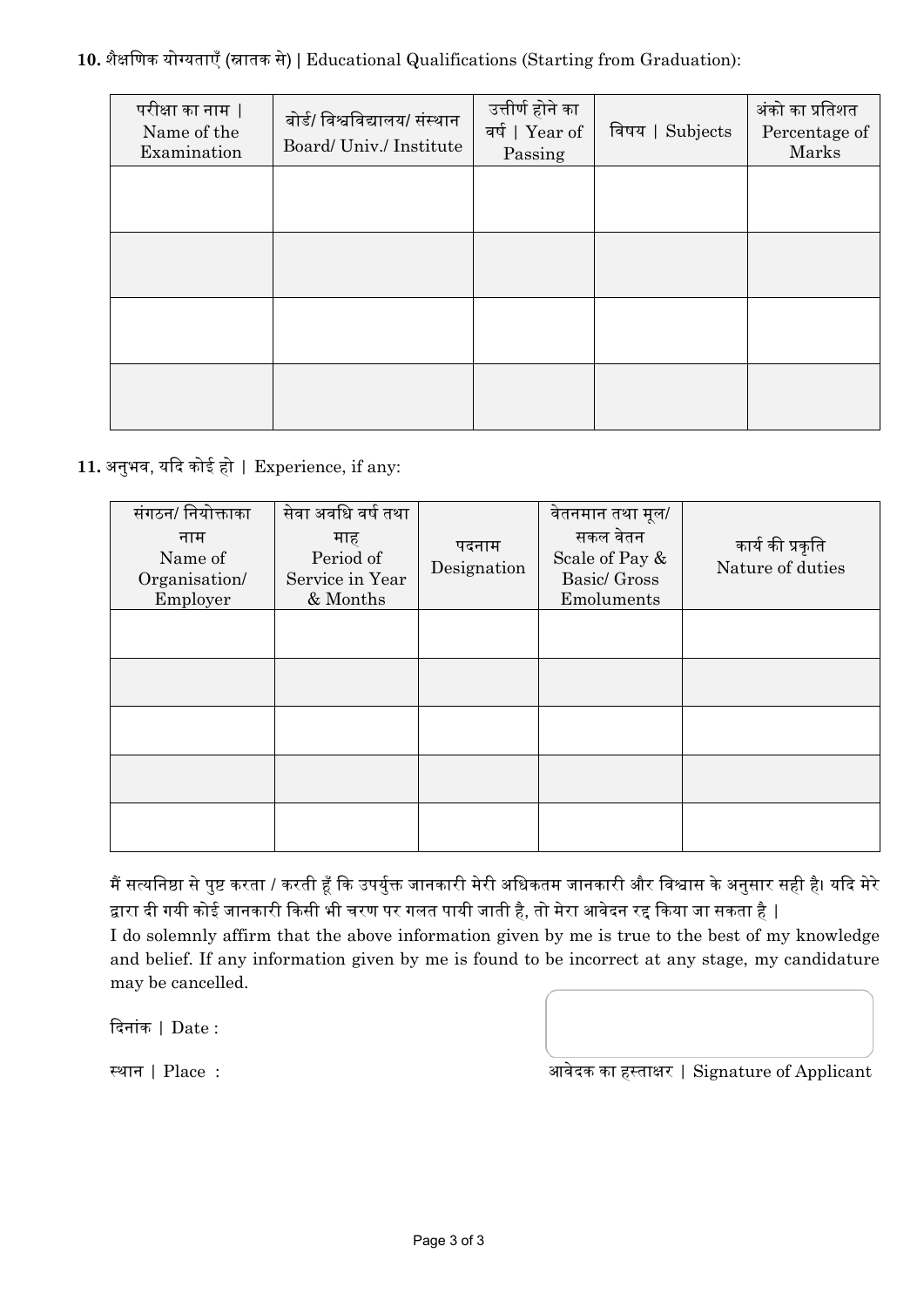**10.** शैक्षणिक योग्यताएँ (स्नातक से) | Educational Qualifications (Starting from Graduation):

| परीक्षा का नाम \| Name of the Examination | बोर्ड/ विश्वविद्यालय/ संस्थान Board/ Univ./ Institute | उत्तीर्ण होने का वर्ष \| Year of Passing | विषय \| Subjects | अंको का प्रतिशत Percentage of Marks |
|---|---|---|---|---|
| | | | | |
| | | | | |
| | | | | |
| | | | | |

**11.** अनुभव, यदि कोई हो | Experience, if any:

| संगठन/ नियोक्ताका नाम Name of Organisation/ Employer | सेवा अवधि वर्ष तथा माह Period of Service in Year & Months | पदनाम Designation | वेतनमान तथा मूल/ सकल वेतन Scale of Pay & Basic/ Gross Emoluments | कार्य की प्रकृति Nature of duties |
|---|---|---|---|---|
| | | | | |
| | | | | |
| | | | | |
| | | | | |
| | | | | |

मैं सत्यनिष्ठा से पुष्ट करता / करती हूँ कि उपर्युक्त जानकारी मेरी अधिकतम जानकारी और विश्वास के अनुसार सही है। यदि मेरे द्वारा दी गयी कोई जानकारी किसी भी चरण पर गलत पायी जाती है, तो मेरा आवेदन रद्द किया जा सकता है |

I do solemnly affirm that the above information given by me is true to the best of my knowledge and belief. If any information given by me is found to be incorrect at any stage, my candidature may be cancelled.

दिनांक | Date :

स्थान | Place :

आवेदक का हस्ताक्षर | Signature of Applicant